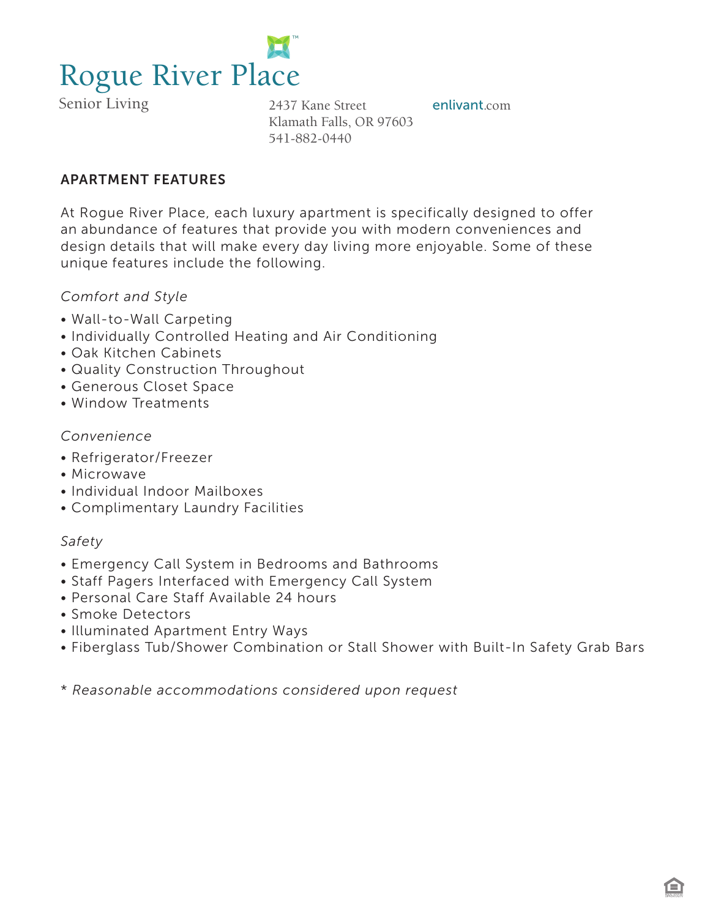# Rogue River Place

Senior Living

2437 Kane Street
Klamath Falls, OR 97603
541-882-0440

enlivant.com

## APARTMENT FEATURES

At Rogue River Place, each luxury apartment is specifically designed to offer an abundance of features that provide you with modern conveniences and design details that will make every day living more enjoyable. Some of these unique features include the following.

*Comfort and Style*

- Wall-to-Wall Carpeting
- Individually Controlled Heating and Air Conditioning
- Oak Kitchen Cabinets
- Quality Construction Throughout
- Generous Closet Space
- Window Treatments

*Convenience*

- Refrigerator/Freezer
- Microwave
- Individual Indoor Mailboxes
- Complimentary Laundry Facilities

*Safety*

- Emergency Call System in Bedrooms and Bathrooms
- Staff Pagers Interfaced with Emergency Call System
- Personal Care Staff Available 24 hours
- Smoke Detectors
- Illuminated Apartment Entry Ways
- Fiberglass Tub/Shower Combination or Stall Shower with Built-In Safety Grab Bars

\* *Reasonable accommodations considered upon request*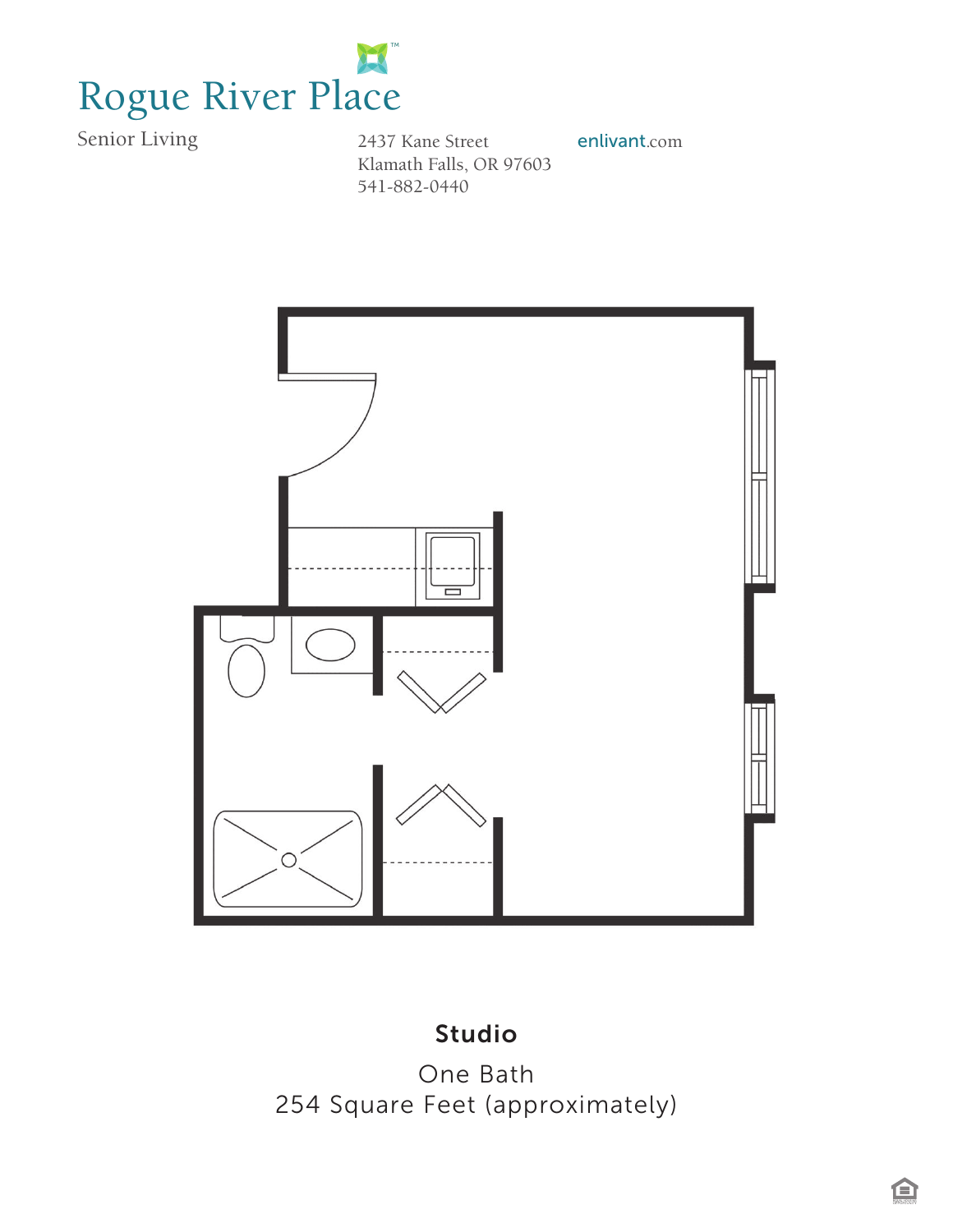# Rogue River Place

Senior Living

2437 Kane Street
Klamath Falls, OR 97603
541-882-0440

enlivant.com

**Studio**

One Bath
254 Square Feet (approximately)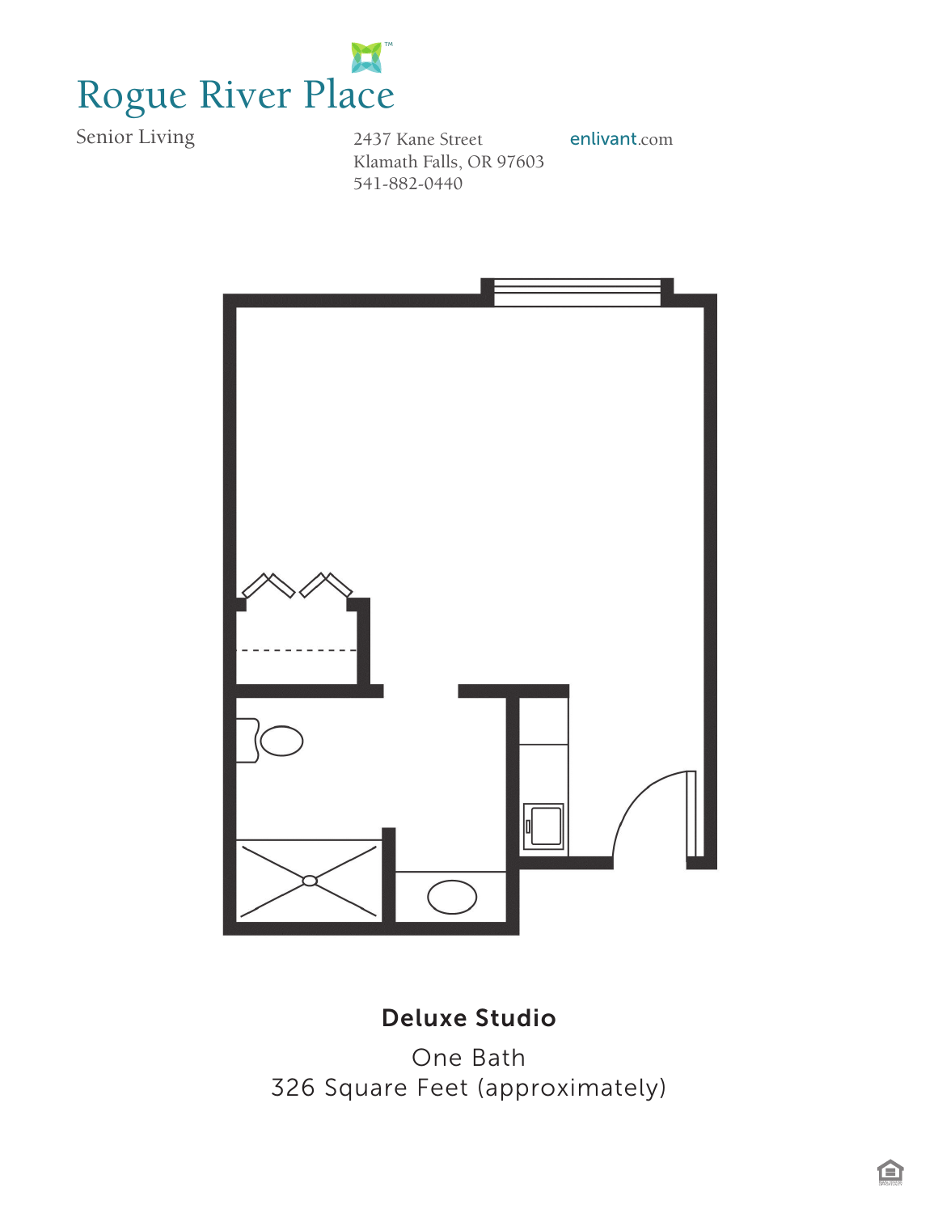# Rogue River Place

Senior Living

2437 Kane Street
Klamath Falls, OR 97603
541-882-0440

enlivant.com

**Deluxe Studio**

One Bath
326 Square Feet (approximately)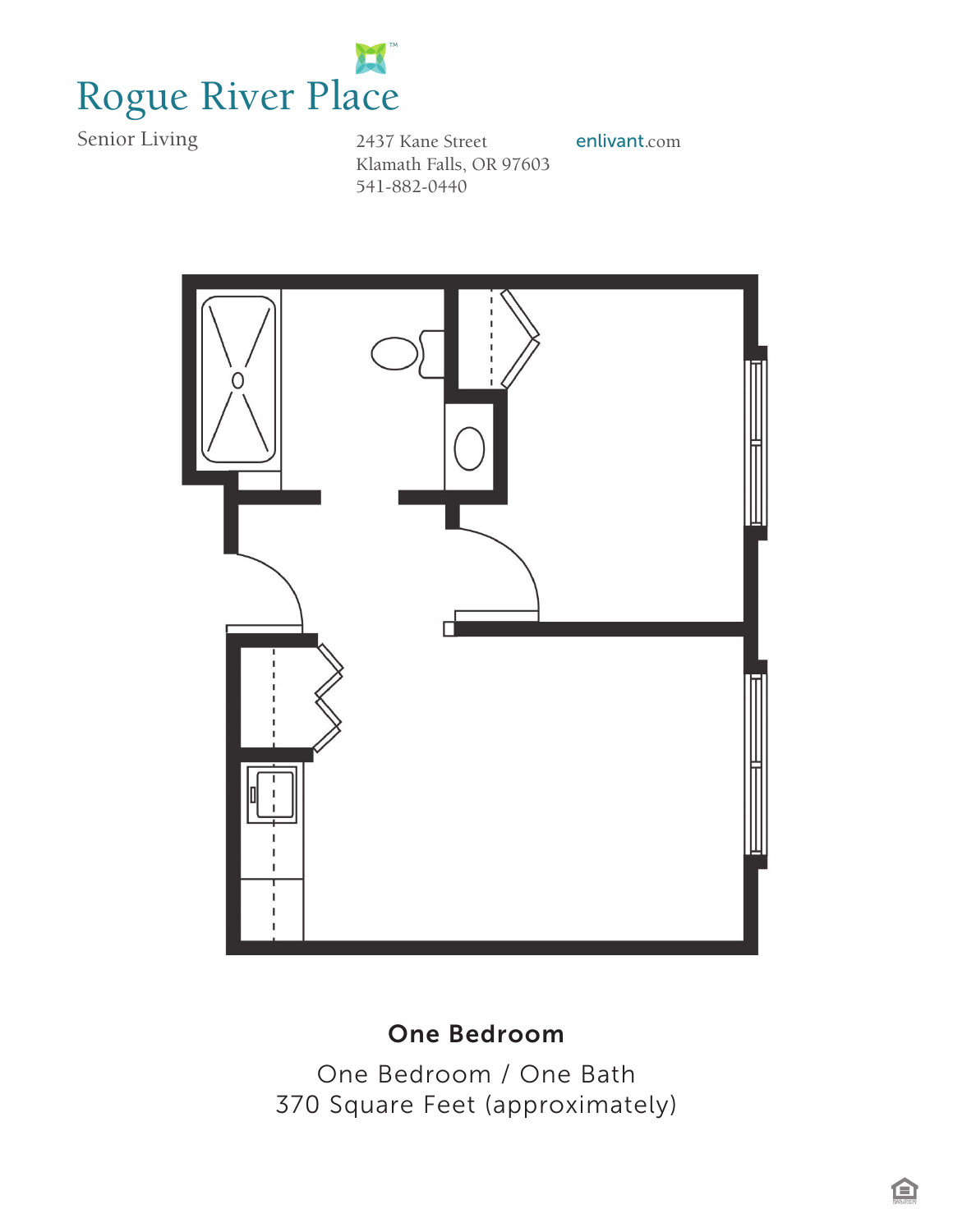# Rogue River Place

Senior Living

2437 Kane Street
Klamath Falls, OR 97603
541-882-0440

enlivant.com

**One Bedroom**

One Bedroom / One Bath
370 Square Feet (approximately)